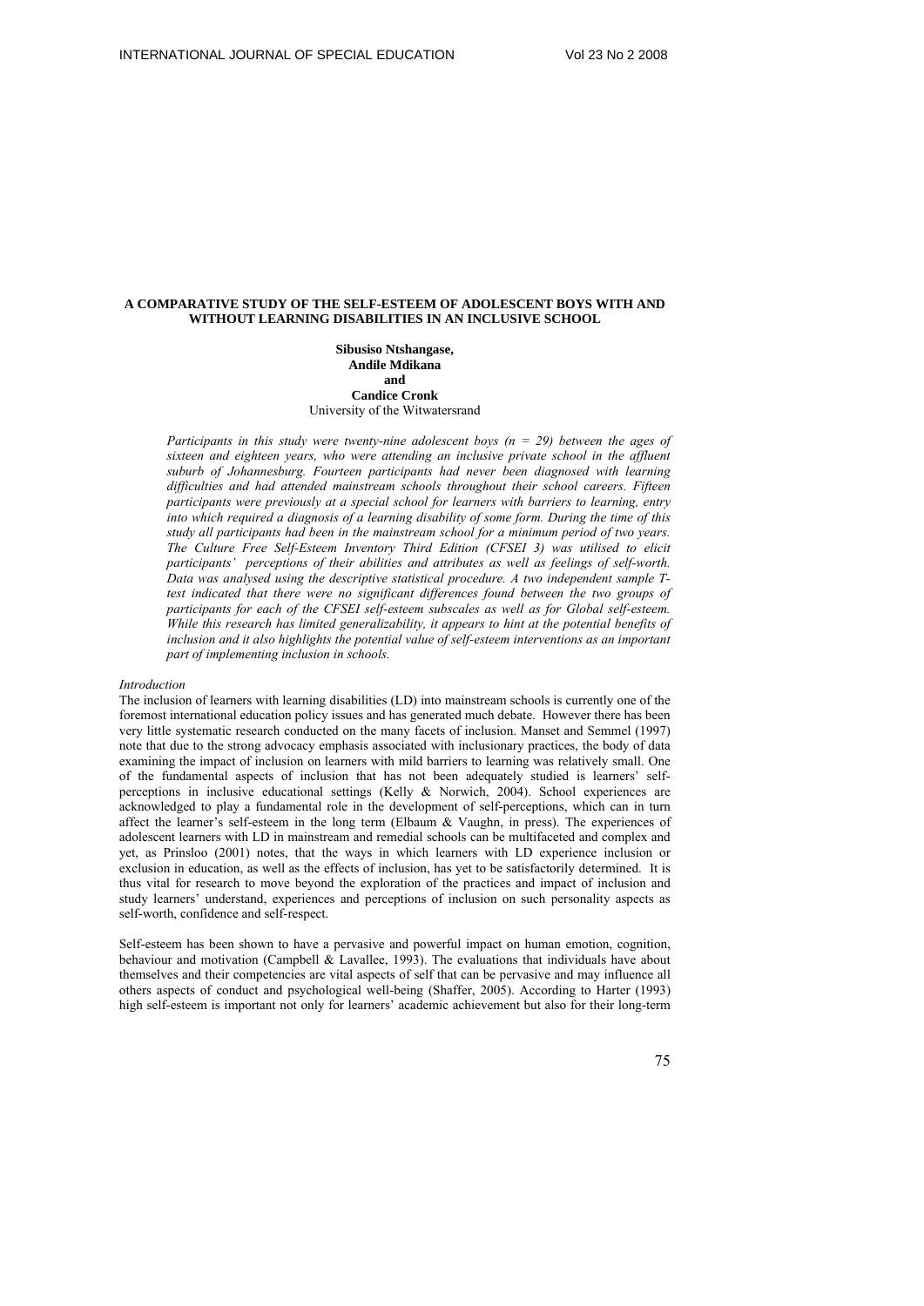# A COMPARATIVE STUDY OF THE SELF-ESTEEM OF ADOLESCENT BOYS WITH AND WITHOUT LEARNING DISABILITIES IN AN INCLUSIVE SCHOOL

**Sibusiso Ntshangase,**
**Andile Mdikana**
**and**
**Candice Cronk**
University of the Witwatersrand

*Participants in this study were twenty-nine adolescent boys (n = 29) between the ages of sixteen and eighteen years, who were attending an inclusive private school in the affluent suburb of Johannesburg. Fourteen participants had never been diagnosed with learning difficulties and had attended mainstream schools throughout their school careers. Fifteen participants were previously at a special school for learners with barriers to learning, entry into which required a diagnosis of a learning disability of some form. During the time of this study all participants had been in the mainstream school for a minimum period of two years. The Culture Free Self-Esteem Inventory Third Edition (CFSEI 3) was utilised to elicit participants' perceptions of their abilities and attributes as well as feelings of self-worth. Data was analysed using the descriptive statistical procedure. A two independent sample T-test indicated that there were no significant differences found between the two groups of participants for each of the CFSEI self-esteem subscales as well as for Global self-esteem. While this research has limited generalizability, it appears to hint at the potential benefits of inclusion and it also highlights the potential value of self-esteem interventions as an important part of implementing inclusion in schools.*

*Introduction*

The inclusion of learners with learning disabilities (LD) into mainstream schools is currently one of the foremost international education policy issues and has generated much debate. However there has been very little systematic research conducted on the many facets of inclusion. Manset and Semmel (1997) note that due to the strong advocacy emphasis associated with inclusionary practices, the body of data examining the impact of inclusion on learners with mild barriers to learning was relatively small. One of the fundamental aspects of inclusion that has not been adequately studied is learners' self-perceptions in inclusive educational settings (Kelly & Norwich, 2004). School experiences are acknowledged to play a fundamental role in the development of self-perceptions, which can in turn affect the learner's self-esteem in the long term (Elbaum & Vaughn, in press). The experiences of adolescent learners with LD in mainstream and remedial schools can be multifaceted and complex and yet, as Prinsloo (2001) notes, that the ways in which learners with LD experience inclusion or exclusion in education, as well as the effects of inclusion, has yet to be satisfactorily determined. It is thus vital for research to move beyond the exploration of the practices and impact of inclusion and study learners' understand, experiences and perceptions of inclusion on such personality aspects as self-worth, confidence and self-respect.

Self-esteem has been shown to have a pervasive and powerful impact on human emotion, cognition, behaviour and motivation (Campbell & Lavallee, 1993). The evaluations that individuals have about themselves and their competencies are vital aspects of self that can be pervasive and may influence all others aspects of conduct and psychological well-being (Shaffer, 2005). According to Harter (1993) high self-esteem is important not only for learners' academic achievement but also for their long-term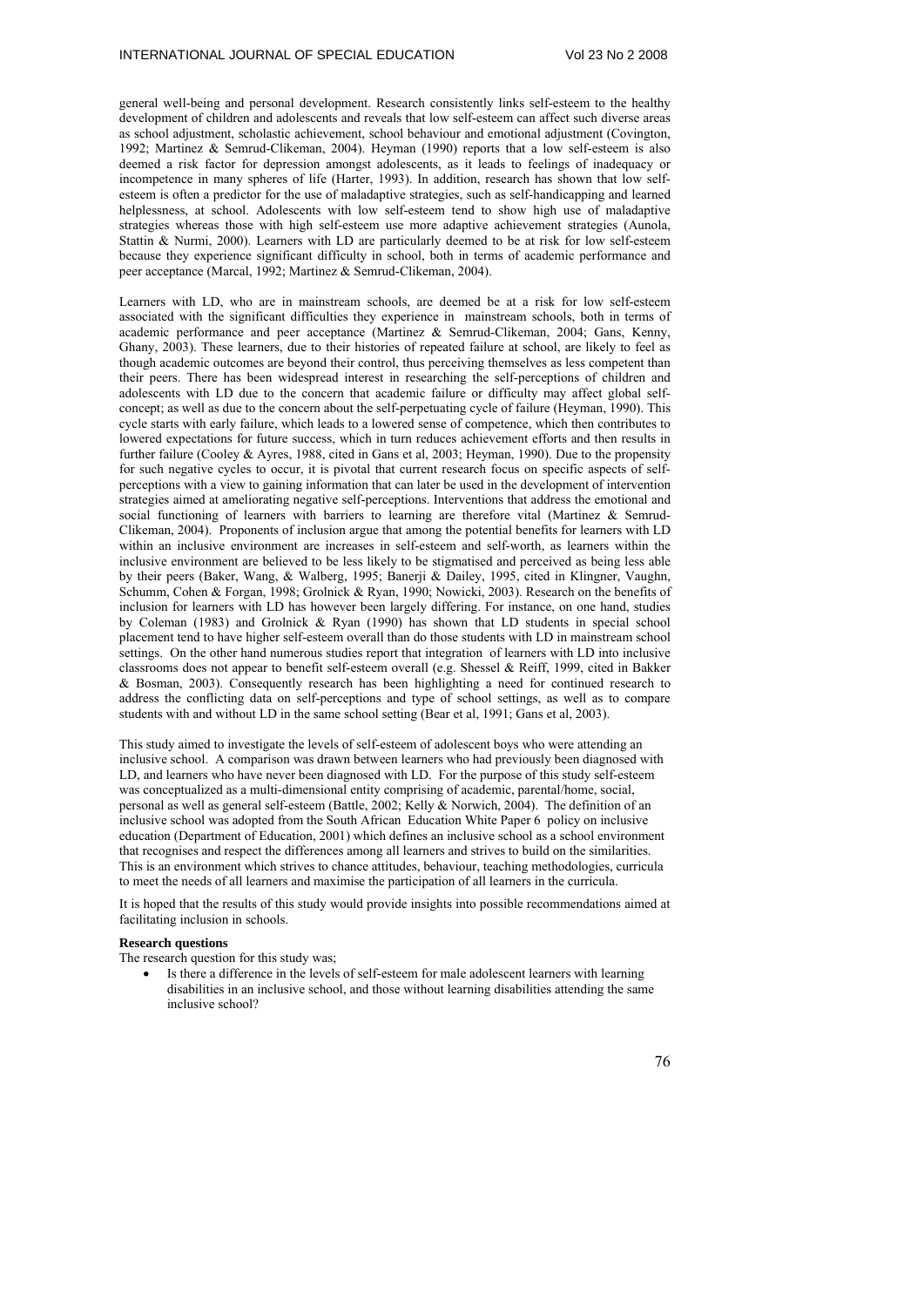general well-being and personal development. Research consistently links self-esteem to the healthy development of children and adolescents and reveals that low self-esteem can affect such diverse areas as school adjustment, scholastic achievement, school behaviour and emotional adjustment (Covington, 1992; Martinez & Semrud-Clikeman, 2004). Heyman (1990) reports that a low self-esteem is also deemed a risk factor for depression amongst adolescents, as it leads to feelings of inadequacy or incompetence in many spheres of life (Harter, 1993). In addition, research has shown that low self-esteem is often a predictor for the use of maladaptive strategies, such as self-handicapping and learned helplessness, at school. Adolescents with low self-esteem tend to show high use of maladaptive strategies whereas those with high self-esteem use more adaptive achievement strategies (Aunola, Stattin & Nurmi, 2000). Learners with LD are particularly deemed to be at risk for low self-esteem because they experience significant difficulty in school, both in terms of academic performance and peer acceptance (Marcal, 1992; Martinez & Semrud-Clikeman, 2004).

Learners with LD, who are in mainstream schools, are deemed be at a risk for low self-esteem associated with the significant difficulties they experience in mainstream schools, both in terms of academic performance and peer acceptance (Martinez & Semrud-Clikeman, 2004; Gans, Kenny, Ghany, 2003). These learners, due to their histories of repeated failure at school, are likely to feel as though academic outcomes are beyond their control, thus perceiving themselves as less competent than their peers. There has been widespread interest in researching the self-perceptions of children and adolescents with LD due to the concern that academic failure or difficulty may affect global self-concept; as well as due to the concern about the self-perpetuating cycle of failure (Heyman, 1990). This cycle starts with early failure, which leads to a lowered sense of competence, which then contributes to lowered expectations for future success, which in turn reduces achievement efforts and then results in further failure (Cooley & Ayres, 1988, cited in Gans et al, 2003; Heyman, 1990). Due to the propensity for such negative cycles to occur, it is pivotal that current research focus on specific aspects of self-perceptions with a view to gaining information that can later be used in the development of intervention strategies aimed at ameliorating negative self-perceptions. Interventions that address the emotional and social functioning of learners with barriers to learning are therefore vital (Martinez & Semrud-Clikeman, 2004). Proponents of inclusion argue that among the potential benefits for learners with LD within an inclusive environment are increases in self-esteem and self-worth, as learners within the inclusive environment are believed to be less likely to be stigmatised and perceived as being less able by their peers (Baker, Wang, & Walberg, 1995; Banerji & Dailey, 1995, cited in Klingner, Vaughn, Schumm, Cohen & Forgan, 1998; Grolnick & Ryan, 1990; Nowicki, 2003). Research on the benefits of inclusion for learners with LD has however been largely differing. For instance, on one hand, studies by Coleman (1983) and Grolnick & Ryan (1990) has shown that LD students in special school placement tend to have higher self-esteem overall than do those students with LD in mainstream school settings. On the other hand numerous studies report that integration of learners with LD into inclusive classrooms does not appear to benefit self-esteem overall (e.g. Shessel & Reiff, 1999, cited in Bakker & Bosman, 2003). Consequently research has been highlighting a need for continued research to address the conflicting data on self-perceptions and type of school settings, as well as to compare students with and without LD in the same school setting (Bear et al, 1991; Gans et al, 2003).

This study aimed to investigate the levels of self-esteem of adolescent boys who were attending an inclusive school. A comparison was drawn between learners who had previously been diagnosed with LD, and learners who have never been diagnosed with LD. For the purpose of this study self-esteem was conceptualized as a multi-dimensional entity comprising of academic, parental/home, social, personal as well as general self-esteem (Battle, 2002; Kelly & Norwich, 2004). The definition of an inclusive school was adopted from the South African Education White Paper 6 policy on inclusive education (Department of Education, 2001) which defines an inclusive school as a school environment that recognises and respect the differences among all learners and strives to build on the similarities. This is an environment which strives to chance attitudes, behaviour, teaching methodologies, curricula to meet the needs of all learners and maximise the participation of all learners in the curricula.

It is hoped that the results of this study would provide insights into possible recommendations aimed at facilitating inclusion in schools.

**Research questions**

The research question for this study was;

- Is there a difference in the levels of self-esteem for male adolescent learners with learning disabilities in an inclusive school, and those without learning disabilities attending the same inclusive school?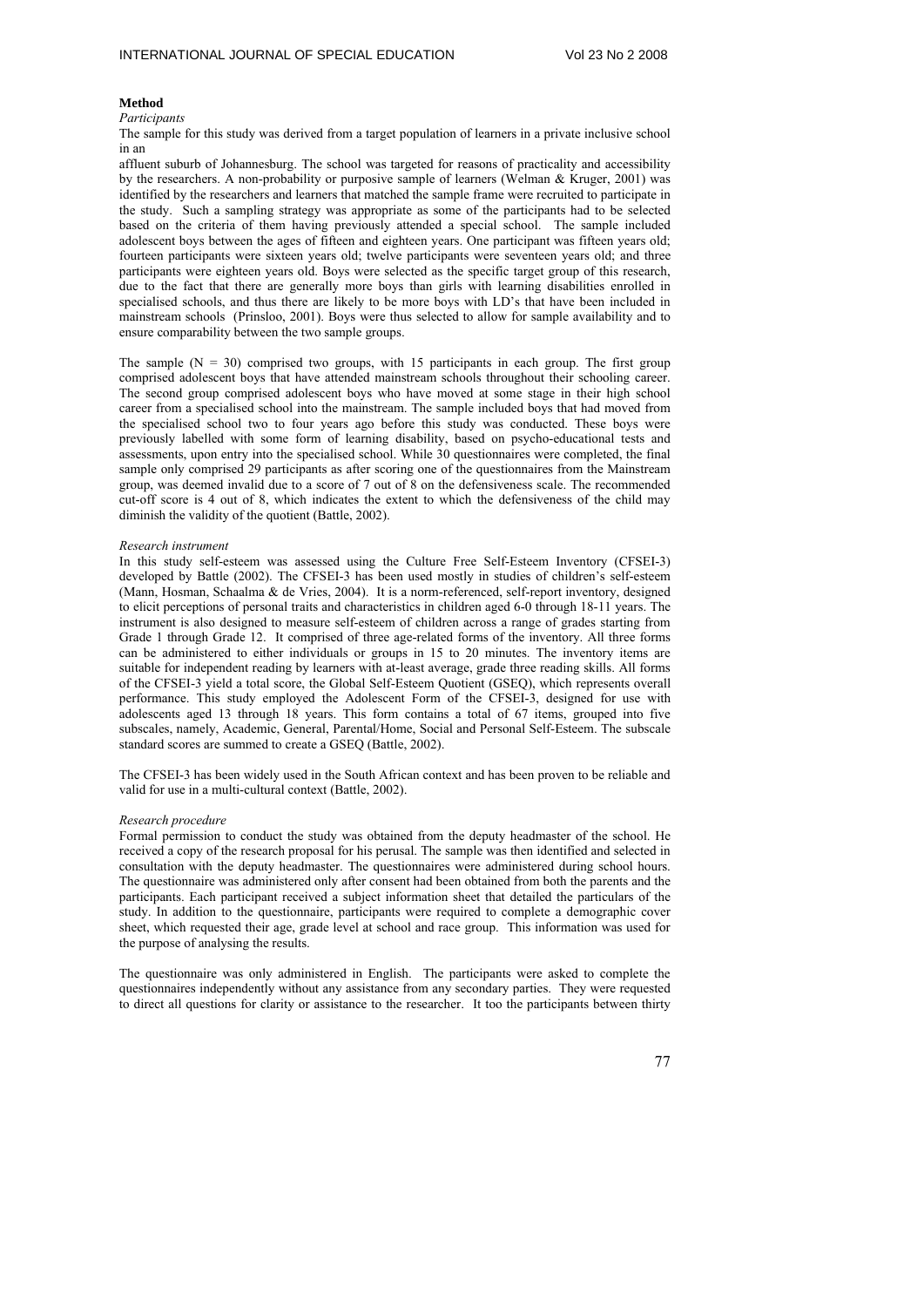**Method**

*Participants*

The sample for this study was derived from a target population of learners in a private inclusive school in an

affluent suburb of Johannesburg. The school was targeted for reasons of practicality and accessibility by the researchers. A non-probability or purposive sample of learners (Welman & Kruger, 2001) was identified by the researchers and learners that matched the sample frame were recruited to participate in the study. Such a sampling strategy was appropriate as some of the participants had to be selected based on the criteria of them having previously attended a special school. The sample included adolescent boys between the ages of fifteen and eighteen years. One participant was fifteen years old; fourteen participants were sixteen years old; twelve participants were seventeen years old; and three participants were eighteen years old. Boys were selected as the specific target group of this research, due to the fact that there are generally more boys than girls with learning disabilities enrolled in specialised schools, and thus there are likely to be more boys with LD's that have been included in mainstream schools (Prinsloo, 2001). Boys were thus selected to allow for sample availability and to ensure comparability between the two sample groups.

The sample (N = 30) comprised two groups, with 15 participants in each group. The first group comprised adolescent boys that have attended mainstream schools throughout their schooling career. The second group comprised adolescent boys who have moved at some stage in their high school career from a specialised school into the mainstream. The sample included boys that had moved from the specialised school two to four years ago before this study was conducted. These boys were previously labelled with some form of learning disability, based on psycho-educational tests and assessments, upon entry into the specialised school. While 30 questionnaires were completed, the final sample only comprised 29 participants as after scoring one of the questionnaires from the Mainstream group, was deemed invalid due to a score of 7 out of 8 on the defensiveness scale. The recommended cut-off score is 4 out of 8, which indicates the extent to which the defensiveness of the child may diminish the validity of the quotient (Battle, 2002).

*Research instrument*

In this study self-esteem was assessed using the Culture Free Self-Esteem Inventory (CFSEI-3) developed by Battle (2002). The CFSEI-3 has been used mostly in studies of children's self-esteem (Mann, Hosman, Schaalma & de Vries, 2004). It is a norm-referenced, self-report inventory, designed to elicit perceptions of personal traits and characteristics in children aged 6-0 through 18-11 years. The instrument is also designed to measure self-esteem of children across a range of grades starting from Grade 1 through Grade 12. It comprised of three age-related forms of the inventory. All three forms can be administered to either individuals or groups in 15 to 20 minutes. The inventory items are suitable for independent reading by learners with at-least average, grade three reading skills. All forms of the CFSEI-3 yield a total score, the Global Self-Esteem Quotient (GSEQ), which represents overall performance. This study employed the Adolescent Form of the CFSEI-3, designed for use with adolescents aged 13 through 18 years. This form contains a total of 67 items, grouped into five subscales, namely, Academic, General, Parental/Home, Social and Personal Self-Esteem. The subscale standard scores are summed to create a GSEQ (Battle, 2002).

The CFSEI-3 has been widely used in the South African context and has been proven to be reliable and valid for use in a multi-cultural context (Battle, 2002).

*Research procedure*

Formal permission to conduct the study was obtained from the deputy headmaster of the school. He received a copy of the research proposal for his perusal. The sample was then identified and selected in consultation with the deputy headmaster. The questionnaires were administered during school hours. The questionnaire was administered only after consent had been obtained from both the parents and the participants. Each participant received a subject information sheet that detailed the particulars of the study. In addition to the questionnaire, participants were required to complete a demographic cover sheet, which requested their age, grade level at school and race group. This information was used for the purpose of analysing the results.

The questionnaire was only administered in English. The participants were asked to complete the questionnaires independently without any assistance from any secondary parties. They were requested to direct all questions for clarity or assistance to the researcher. It too the participants between thirty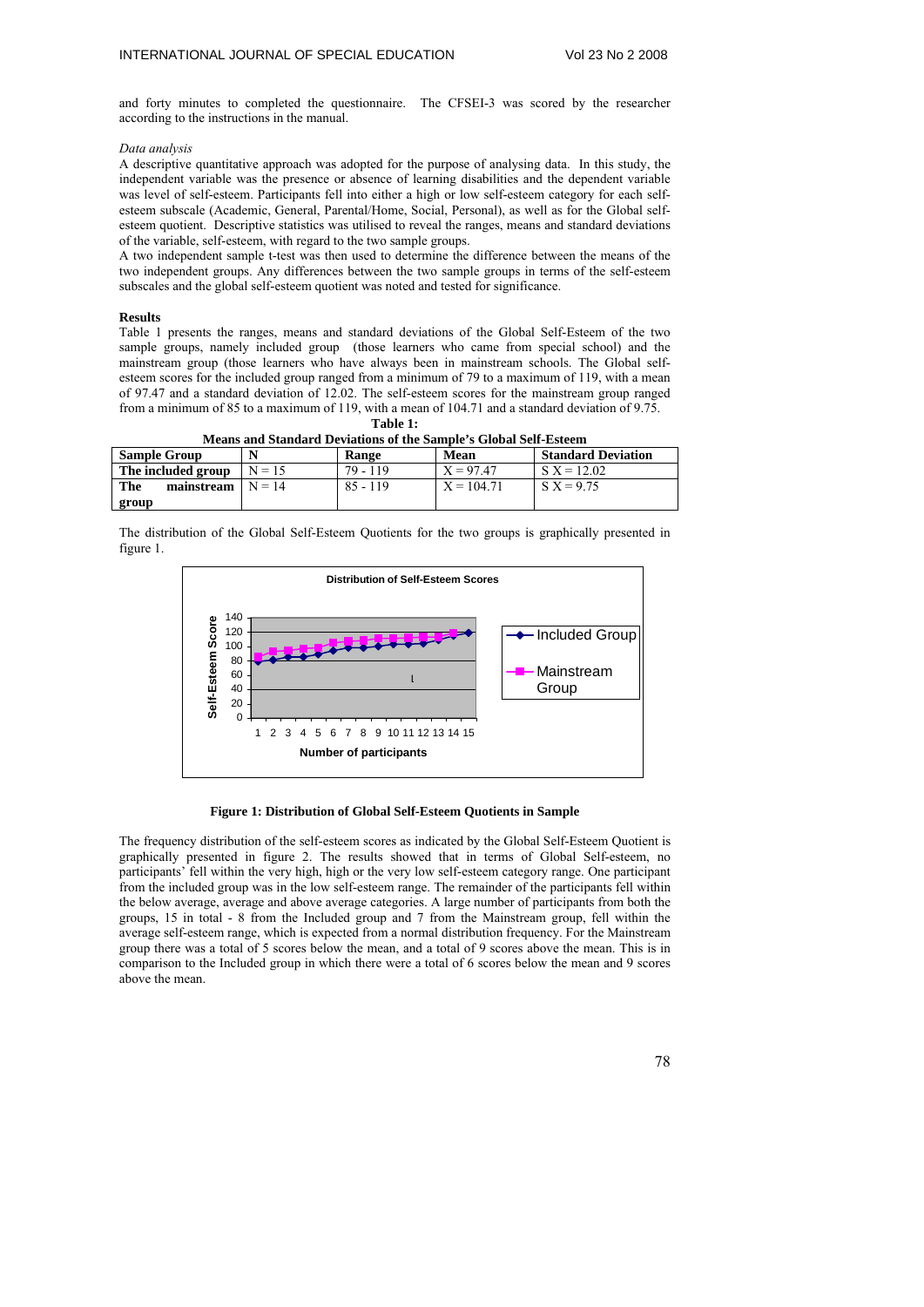and forty minutes to completed the questionnaire. The CFSEI-3 was scored by the researcher according to the instructions in the manual.

*Data analysis*

A descriptive quantitative approach was adopted for the purpose of analysing data. In this study, the independent variable was the presence or absence of learning disabilities and the dependent variable was level of self-esteem. Participants fell into either a high or low self-esteem category for each self-esteem subscale (Academic, General, Parental/Home, Social, Personal), as well as for the Global self-esteem quotient. Descriptive statistics was utilised to reveal the ranges, means and standard deviations of the variable, self-esteem, with regard to the two sample groups.

A two independent sample t-test was then used to determine the difference between the means of the two independent groups. Any differences between the two sample groups in terms of the self-esteem subscales and the global self-esteem quotient was noted and tested for significance.

**Results**

Table 1 presents the ranges, means and standard deviations of the Global Self-Esteem of the two sample groups, namely included group (those learners who came from special school) and the mainstream group (those learners who have always been in mainstream schools. The Global self-esteem scores for the included group ranged from a minimum of 79 to a maximum of 119, with a mean of 97.47 and a standard deviation of 12.02. The self-esteem scores for the mainstream group ranged from a minimum of 85 to a maximum of 119, with a mean of 104.71 and a standard deviation of 9.75.

**Table 1:**
**Means and Standard Deviations of the Sample's Global Self-Esteem**

| Sample Group | N | Range | Mean | Standard Deviation |
|---|---|---|---|---|
| **The included group** | N = 15 | 79 - 119 | X = 97.47 | S X = 12.02 |
| **The mainstream group** | N = 14 | 85 - 119 | X = 104.71 | S X = 9.75 |

The distribution of the Global Self-Esteem Quotients for the two groups is graphically presented in figure 1.

**Figure 1: Distribution of Global Self-Esteem Quotients in Sample**

The frequency distribution of the self-esteem scores as indicated by the Global Self-Esteem Quotient is graphically presented in figure 2. The results showed that in terms of Global Self-esteem, no participants' fell within the very high, high or the very low self-esteem category range. One participant from the included group was in the low self-esteem range. The remainder of the participants fell within the below average, average and above average categories. A large number of participants from both the groups, 15 in total - 8 from the Included group and 7 from the Mainstream group, fell within the average self-esteem range, which is expected from a normal distribution frequency. For the Mainstream group there was a total of 5 scores below the mean, and a total of 9 scores above the mean. This is in comparison to the Included group in which there were a total of 6 scores below the mean and 9 scores above the mean.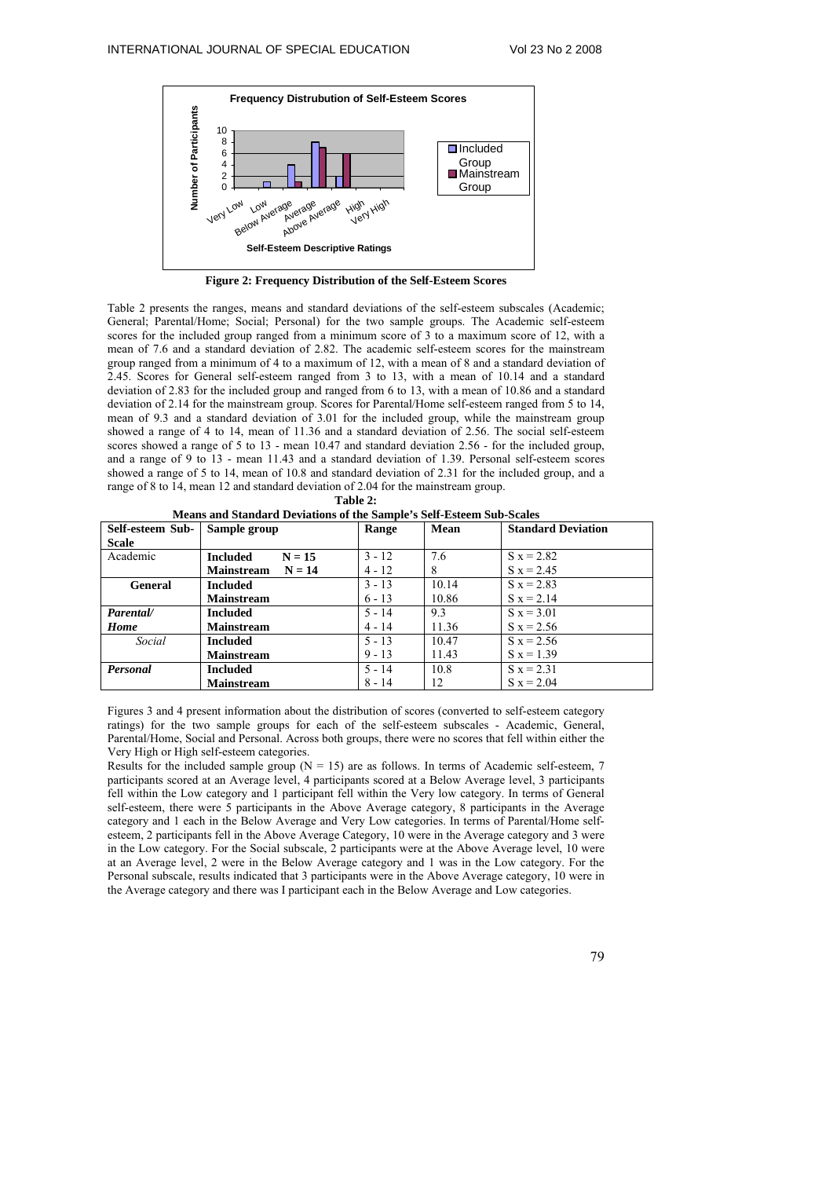**Figure 2: Frequency Distribution of the Self-Esteem Scores**

Table 2 presents the ranges, means and standard deviations of the self-esteem subscales (Academic; General; Parental/Home; Social; Personal) for the two sample groups. The Academic self-esteem scores for the included group ranged from a minimum score of 3 to a maximum score of 12, with a mean of 7.6 and a standard deviation of 2.82. The academic self-esteem scores for the mainstream group ranged from a minimum of 4 to a maximum of 12, with a mean of 8 and a standard deviation of 2.45. Scores for General self-esteem ranged from 3 to 13, with a mean of 10.14 and a standard deviation of 2.83 for the included group and ranged from 6 to 13, with a mean of 10.86 and a standard deviation of 2.14 for the mainstream group. Scores for Parental/Home self-esteem ranged from 5 to 14, mean of 9.3 and a standard deviation of 3.01 for the included group, while the mainstream group showed a range of 4 to 14, mean of 11.36 and a standard deviation of 2.56. The social self-esteem scores showed a range of 5 to 13 - mean 10.47 and standard deviation 2.56 - for the included group, and a range of 9 to 13 - mean 11.43 and standard deviation of 1.39. Personal self-esteem scores showed a range of 5 to 14, mean of 10.8 and standard deviation of 2.31 for the included group, and a range of 8 to 14, mean 12 and standard deviation of 2.04 for the mainstream group.

**Table 2:**
**Means and Standard Deviations of the Sample's Self-Esteem Sub-Scales**

| Self-esteem Sub-Scale | Sample group | Range | Mean | Standard Deviation |
|---|---|---|---|---|
| Academic | **Included** **N = 15** | 3 - 12 | 7.6 | S x = 2.82 |
| | **Mainstream** **N = 14** | 4 - 12 | 8 | S x = 2.45 |
| **General** | **Included** | 3 - 13 | 10.14 | S x = 2.83 |
| | **Mainstream** | 6 - 13 | 10.86 | S x = 2.14 |
| ***Parental/ Home*** | **Included** | 5 - 14 | 9.3 | S x = 3.01 |
| | **Mainstream** | 4 - 14 | 11.36 | S x = 2.56 |
| *Social* | **Included** | 5 - 13 | 10.47 | S x = 2.56 |
| | **Mainstream** | 9 - 13 | 11.43 | S x = 1.39 |
| ***Personal*** | **Included** | 5 - 14 | 10.8 | S x = 2.31 |
| | **Mainstream** | 8 - 14 | 12 | S x = 2.04 |

Figures 3 and 4 present information about the distribution of scores (converted to self-esteem category ratings) for the two sample groups for each of the self-esteem subscales - Academic, General, Parental/Home, Social and Personal. Across both groups, there were no scores that fell within either the Very High or High self-esteem categories.

Results for the included sample group ($N = 15$) are as follows. In terms of Academic self-esteem, 7 participants scored at an Average level, 4 participants scored at a Below Average level, 3 participants fell within the Low category and 1 participant fell within the Very low category. In terms of General self-esteem, there were 5 participants in the Above Average category, 8 participants in the Average category and 1 each in the Below Average and Very Low categories. In terms of Parental/Home self-esteem, 2 participants fell in the Above Average Category, 10 were in the Average category and 3 were in the Low category. For the Social subscale, 2 participants were at the Above Average level, 10 were at an Average level, 2 were in the Below Average category and 1 was in the Low category. For the Personal subscale, results indicated that 3 participants were in the Above Average category, 10 were in the Average category and there was I participant each in the Below Average and Low categories.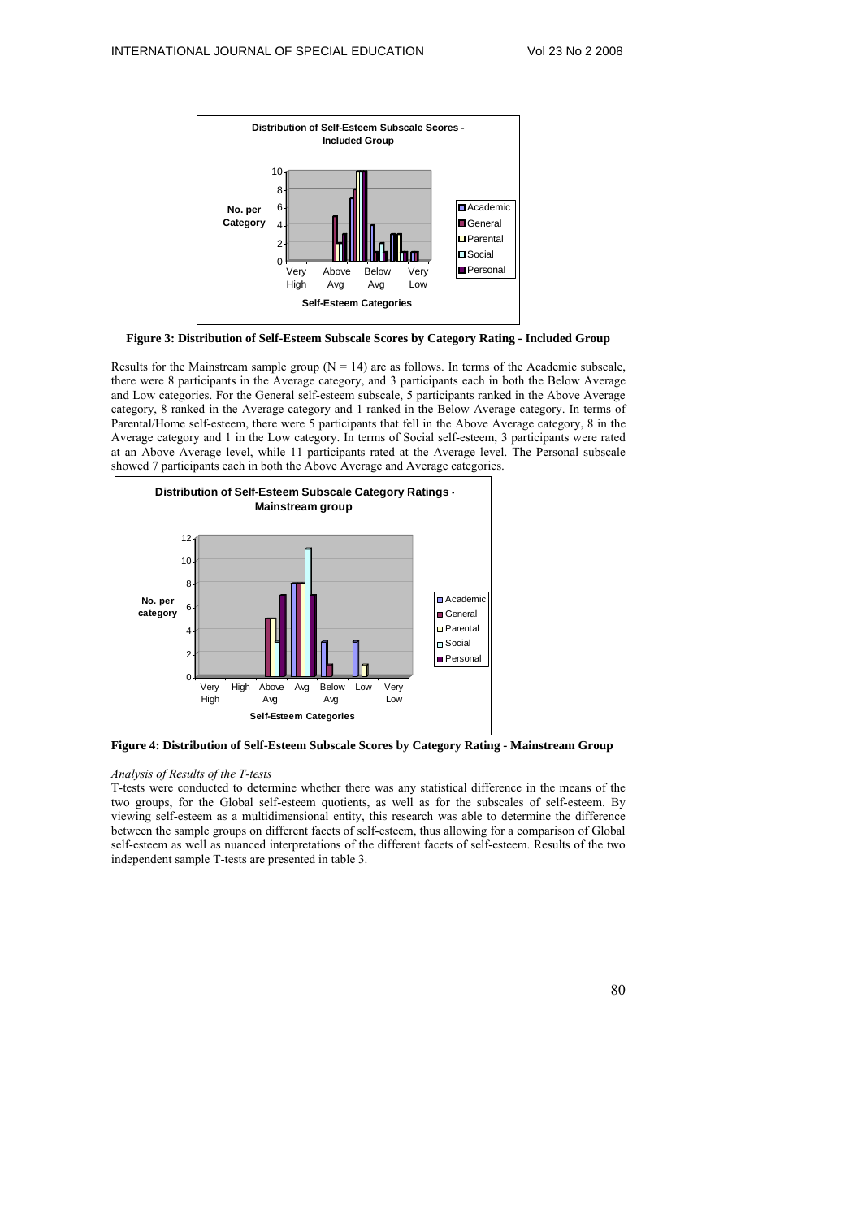**Figure 3: Distribution of Self-Esteem Subscale Scores by Category Rating - Included Group**

Results for the Mainstream sample group (N = 14) are as follows. In terms of the Academic subscale, there were 8 participants in the Average category, and 3 participants each in both the Below Average and Low categories. For the General self-esteem subscale, 5 participants ranked in the Above Average category, 8 ranked in the Average category and 1 ranked in the Below Average category. In terms of Parental/Home self-esteem, there were 5 participants that fell in the Above Average category, 8 in the Average category and 1 in the Low category. In terms of Social self-esteem, 3 participants were rated at an Above Average level, while 11 participants rated at the Average level. The Personal subscale showed 7 participants each in both the Above Average and Average categories.

**Figure 4: Distribution of Self-Esteem Subscale Scores by Category Rating - Mainstream Group**

*Analysis of Results of the T-tests*

T-tests were conducted to determine whether there was any statistical difference in the means of the two groups, for the Global self-esteem quotients, as well as for the subscales of self-esteem. By viewing self-esteem as a multidimensional entity, this research was able to determine the difference between the sample groups on different facets of self-esteem, thus allowing for a comparison of Global self-esteem as well as nuanced interpretations of the different facets of self-esteem. Results of the two independent sample T-tests are presented in table 3.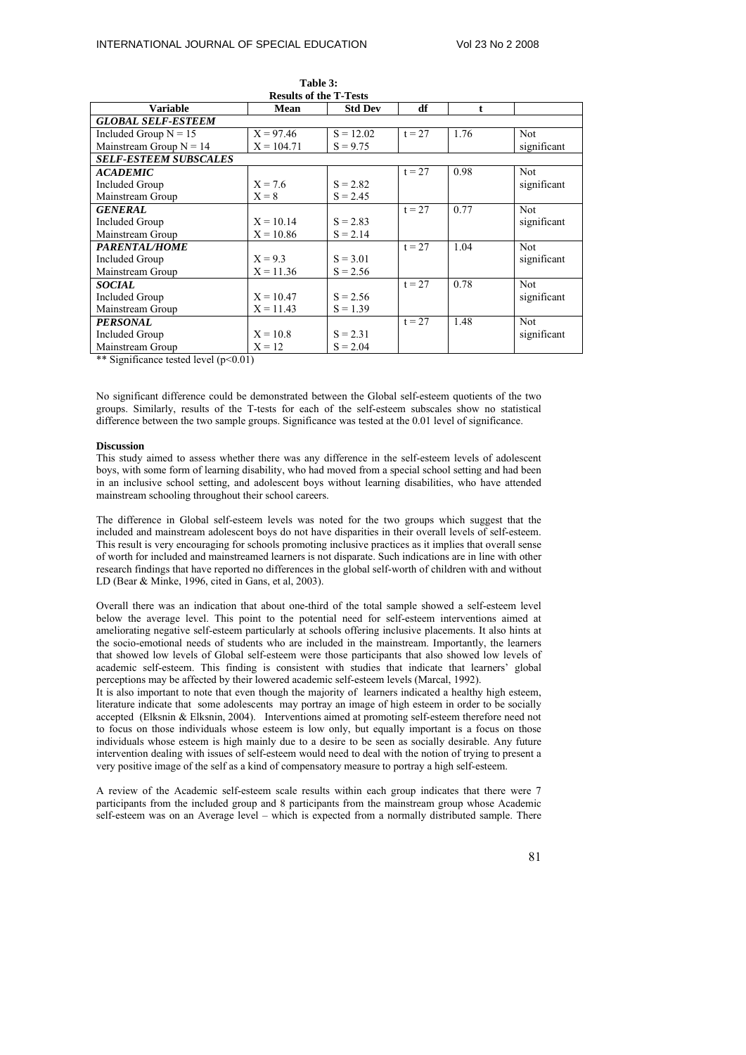**Table 3:**
**Results of the T-Tests**

| Variable | Mean | Std Dev | df | t | |
|---|---|---|---|---|---|
| ***GLOBAL SELF-ESTEEM*** | | | | | |
| Included Group N = 15 | X = 97.46 | S = 12.02 | t = 27 | 1.76 | Not significant |
| Mainstream Group N = 14 | X = 104.71 | S = 9.75 | | | |
| ***SELF-ESTEEM SUBSCALES*** | | | | | |
| ***ACADEMIC*** | | | t = 27 | 0.98 | Not significant |
| Included Group | X = 7.6 | S = 2.82 | | | |
| Mainstream Group | X = 8 | S = 2.45 | | | |
| ***GENERAL*** | | | t = 27 | 0.77 | Not significant |
| Included Group | X = 10.14 | S = 2.83 | | | |
| Mainstream Group | X = 10.86 | S = 2.14 | | | |
| ***PARENTAL/HOME*** | | | t = 27 | 1.04 | Not significant |
| Included Group | X = 9.3 | S = 3.01 | | | |
| Mainstream Group | X = 11.36 | S = 2.56 | | | |
| ***SOCIAL*** | | | t = 27 | 0.78 | Not significant |
| Included Group | X = 10.47 | S = 2.56 | | | |
| Mainstream Group | X = 11.43 | S = 1.39 | | | |
| ***PERSONAL*** | | | t = 27 | 1.48 | Not significant |
| Included Group | X = 10.8 | S = 2.31 | | | |
| Mainstream Group | X = 12 | S = 2.04 | | | |

** Significance tested level ($p<0.01$)

No significant difference could be demonstrated between the Global self-esteem quotients of the two groups. Similarly, results of the T-tests for each of the self-esteem subscales show no statistical difference between the two sample groups. Significance was tested at the 0.01 level of significance.

**Discussion**

This study aimed to assess whether there was any difference in the self-esteem levels of adolescent boys, with some form of learning disability, who had moved from a special school setting and had been in an inclusive school setting, and adolescent boys without learning disabilities, who have attended mainstream schooling throughout their school careers.

The difference in Global self-esteem levels was noted for the two groups which suggest that the included and mainstream adolescent boys do not have disparities in their overall levels of self-esteem. This result is very encouraging for schools promoting inclusive practices as it implies that overall sense of worth for included and mainstreamed learners is not disparate. Such indications are in line with other research findings that have reported no differences in the global self-worth of children with and without LD (Bear & Minke, 1996, cited in Gans, et al, 2003).

Overall there was an indication that about one-third of the total sample showed a self-esteem level below the average level. This point to the potential need for self-esteem interventions aimed at ameliorating negative self-esteem particularly at schools offering inclusive placements. It also hints at the socio-emotional needs of students who are included in the mainstream. Importantly, the learners that showed low levels of Global self-esteem were those participants that also showed low levels of academic self-esteem. This finding is consistent with studies that indicate that learners' global perceptions may be affected by their lowered academic self-esteem levels (Marcal, 1992).

It is also important to note that even though the majority of learners indicated a healthy high esteem, literature indicate that some adolescents may portray an image of high esteem in order to be socially accepted (Elksnin & Elksnin, 2004). Interventions aimed at promoting self-esteem therefore need not to focus on those individuals whose esteem is low only, but equally important is a focus on those individuals whose esteem is high mainly due to a desire to be seen as socially desirable. Any future intervention dealing with issues of self-esteem would need to deal with the notion of trying to present a very positive image of the self as a kind of compensatory measure to portray a high self-esteem.

A review of the Academic self-esteem scale results within each group indicates that there were 7 participants from the included group and 8 participants from the mainstream group whose Academic self-esteem was on an Average level – which is expected from a normally distributed sample. There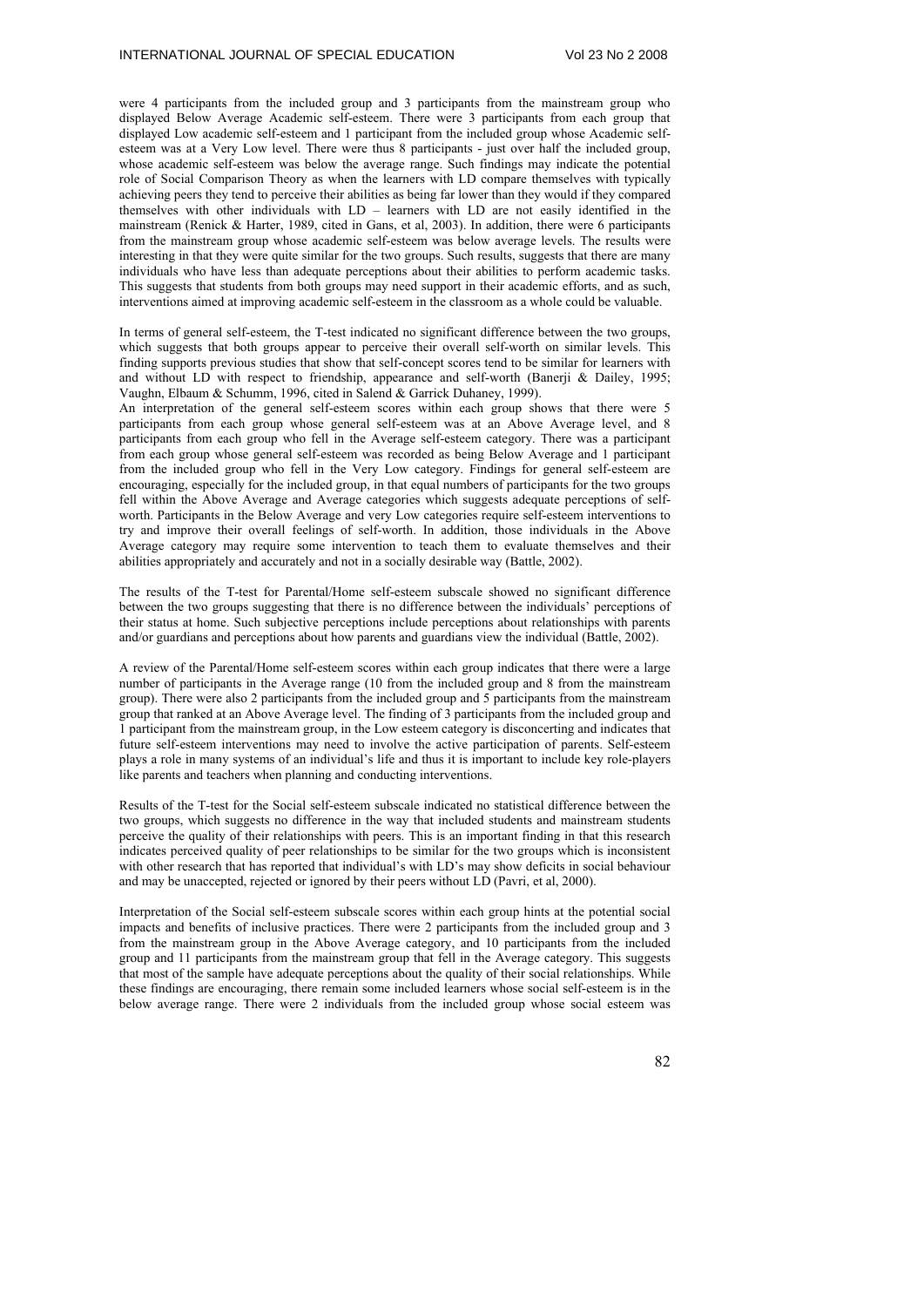were 4 participants from the included group and 3 participants from the mainstream group who displayed Below Average Academic self-esteem. There were 3 participants from each group that displayed Low academic self-esteem and 1 participant from the included group whose Academic self-esteem was at a Very Low level. There were thus 8 participants - just over half the included group, whose academic self-esteem was below the average range. Such findings may indicate the potential role of Social Comparison Theory as when the learners with LD compare themselves with typically achieving peers they tend to perceive their abilities as being far lower than they would if they compared themselves with other individuals with LD – learners with LD are not easily identified in the mainstream (Renick & Harter, 1989, cited in Gans, et al, 2003). In addition, there were 6 participants from the mainstream group whose academic self-esteem was below average levels. The results were interesting in that they were quite similar for the two groups. Such results, suggests that there are many individuals who have less than adequate perceptions about their abilities to perform academic tasks. This suggests that students from both groups may need support in their academic efforts, and as such, interventions aimed at improving academic self-esteem in the classroom as a whole could be valuable.

In terms of general self-esteem, the T-test indicated no significant difference between the two groups, which suggests that both groups appear to perceive their overall self-worth on similar levels. This finding supports previous studies that show that self-concept scores tend to be similar for learners with and without LD with respect to friendship, appearance and self-worth (Banerji & Dailey, 1995; Vaughn, Elbaum & Schumm, 1996, cited in Salend & Garrick Duhaney, 1999).

An interpretation of the general self-esteem scores within each group shows that there were 5 participants from each group whose general self-esteem was at an Above Average level, and 8 participants from each group who fell in the Average self-esteem category. There was a participant from each group whose general self-esteem was recorded as being Below Average and 1 participant from the included group who fell in the Very Low category. Findings for general self-esteem are encouraging, especially for the included group, in that equal numbers of participants for the two groups fell within the Above Average and Average categories which suggests adequate perceptions of self-worth. Participants in the Below Average and very Low categories require self-esteem interventions to try and improve their overall feelings of self-worth. In addition, those individuals in the Above Average category may require some intervention to teach them to evaluate themselves and their abilities appropriately and accurately and not in a socially desirable way (Battle, 2002).

The results of the T-test for Parental/Home self-esteem subscale showed no significant difference between the two groups suggesting that there is no difference between the individuals' perceptions of their status at home. Such subjective perceptions include perceptions about relationships with parents and/or guardians and perceptions about how parents and guardians view the individual (Battle, 2002).

A review of the Parental/Home self-esteem scores within each group indicates that there were a large number of participants in the Average range (10 from the included group and 8 from the mainstream group). There were also 2 participants from the included group and 5 participants from the mainstream group that ranked at an Above Average level. The finding of 3 participants from the included group and 1 participant from the mainstream group, in the Low esteem category is disconcerting and indicates that future self-esteem interventions may need to involve the active participation of parents. Self-esteem plays a role in many systems of an individual's life and thus it is important to include key role-players like parents and teachers when planning and conducting interventions.

Results of the T-test for the Social self-esteem subscale indicated no statistical difference between the two groups, which suggests no difference in the way that included students and mainstream students perceive the quality of their relationships with peers. This is an important finding in that this research indicates perceived quality of peer relationships to be similar for the two groups which is inconsistent with other research that has reported that individual's with LD's may show deficits in social behaviour and may be unaccepted, rejected or ignored by their peers without LD (Pavri, et al, 2000).

Interpretation of the Social self-esteem subscale scores within each group hints at the potential social impacts and benefits of inclusive practices. There were 2 participants from the included group and 3 from the mainstream group in the Above Average category, and 10 participants from the included group and 11 participants from the mainstream group that fell in the Average category. This suggests that most of the sample have adequate perceptions about the quality of their social relationships. While these findings are encouraging, there remain some included learners whose social self-esteem is in the below average range. There were 2 individuals from the included group whose social esteem was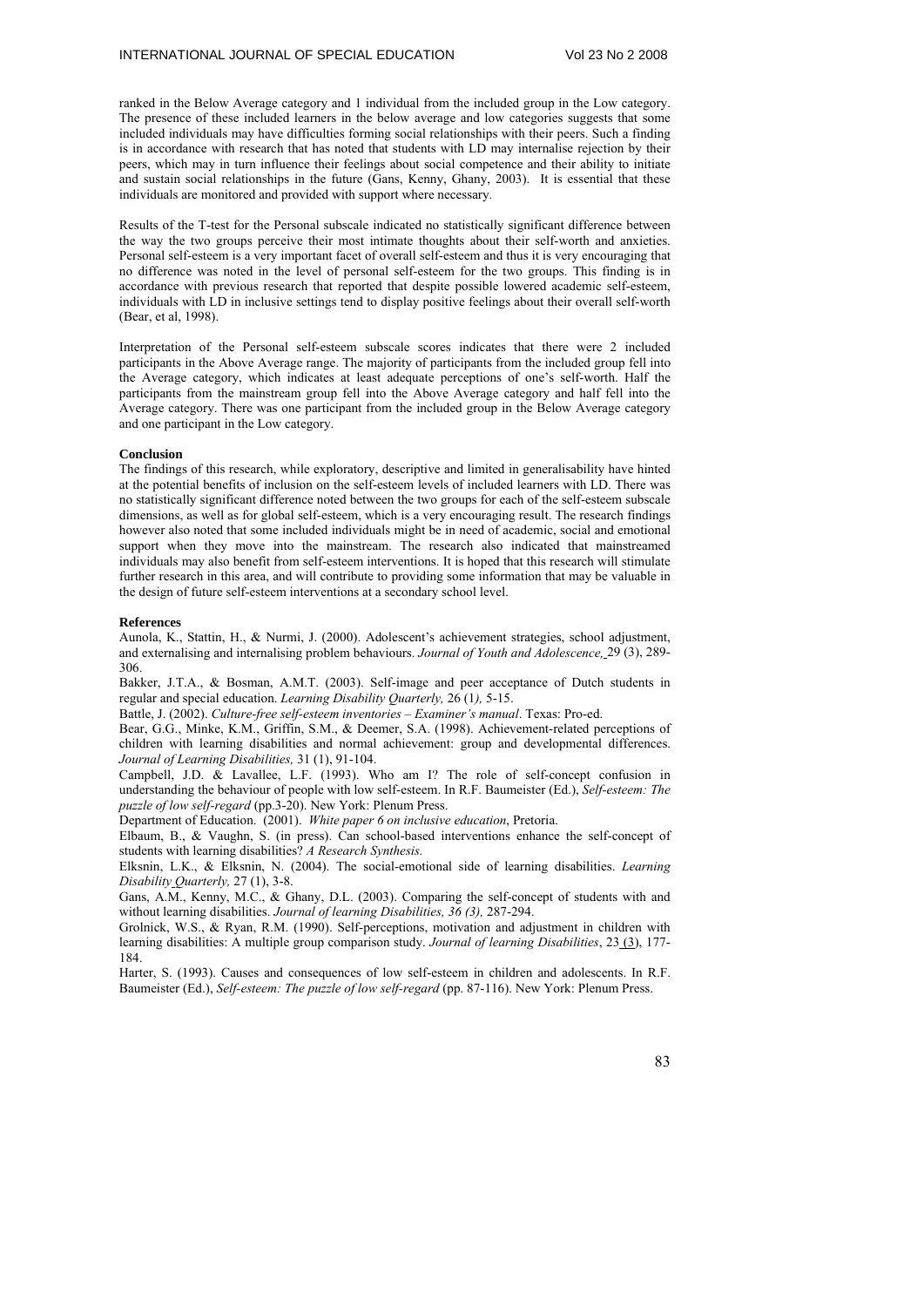ranked in the Below Average category and 1 individual from the included group in the Low category. The presence of these included learners in the below average and low categories suggests that some included individuals may have difficulties forming social relationships with their peers. Such a finding is in accordance with research that has noted that students with LD may internalise rejection by their peers, which may in turn influence their feelings about social competence and their ability to initiate and sustain social relationships in the future (Gans, Kenny, Ghany, 2003). It is essential that these individuals are monitored and provided with support where necessary.

Results of the T-test for the Personal subscale indicated no statistically significant difference between the way the two groups perceive their most intimate thoughts about their self-worth and anxieties. Personal self-esteem is a very important facet of overall self-esteem and thus it is very encouraging that no difference was noted in the level of personal self-esteem for the two groups. This finding is in accordance with previous research that reported that despite possible lowered academic self-esteem, individuals with LD in inclusive settings tend to display positive feelings about their overall self-worth (Bear, et al, 1998).

Interpretation of the Personal self-esteem subscale scores indicates that there were 2 included participants in the Above Average range. The majority of participants from the included group fell into the Average category, which indicates at least adequate perceptions of one's self-worth. Half the participants from the mainstream group fell into the Above Average category and half fell into the Average category. There was one participant from the included group in the Below Average category and one participant in the Low category.

**Conclusion**

The findings of this research, while exploratory, descriptive and limited in generalisability have hinted at the potential benefits of inclusion on the self-esteem levels of included learners with LD. There was no statistically significant difference noted between the two groups for each of the self-esteem subscale dimensions, as well as for global self-esteem, which is a very encouraging result. The research findings however also noted that some included individuals might be in need of academic, social and emotional support when they move into the mainstream. The research also indicated that mainstreamed individuals may also benefit from self-esteem interventions. It is hoped that this research will stimulate further research in this area, and will contribute to providing some information that may be valuable in the design of future self-esteem interventions at a secondary school level.

**References**

Aunola, K., Stattin, H., & Nurmi, J. (2000). Adolescent's achievement strategies, school adjustment, and externalising and internalising problem behaviours. *Journal of Youth and Adolescence,* 29 (3), 289-306.

Bakker, J.T.A., & Bosman, A.M.T. (2003). Self-image and peer acceptance of Dutch students in regular and special education. *Learning Disability Quarterly,* 26 (1*),* 5-15.

Battle, J. (2002). *Culture-free self-esteem inventories – Examiner's manual*. Texas: Pro-ed.

Bear, G.G., Minke, K.M., Griffin, S.M., & Deemer, S.A. (1998). Achievement-related perceptions of children with learning disabilities and normal achievement: group and developmental differences. *Journal of Learning Disabilities,* 31 (1), 91-104.

Campbell, J.D. & Lavallee, L.F. (1993). Who am I? The role of self-concept confusion in understanding the behaviour of people with low self-esteem. In R.F. Baumeister (Ed.), *Self-esteem: The puzzle of low self-regard* (pp.3-20). New York: Plenum Press.

Department of Education. (2001). *White paper 6 on inclusive education*, Pretoria.

Elbaum, B., & Vaughn, S. (in press). Can school-based interventions enhance the self-concept of students with learning disabilities? *A Research Synthesis.*

Elksnin, L.K., & Elksnin, N. (2004). The social-emotional side of learning disabilities. *Learning Disability Quarterly,* 27 (1), 3-8.

Gans, A.M., Kenny, M.C., & Ghany, D.L. (2003). Comparing the self-concept of students with and without learning disabilities. *Journal of learning Disabilities, 36 (3),* 287-294.

Grolnick, W.S., & Ryan, R.M. (1990). Self-perceptions, motivation and adjustment in children with learning disabilities: A multiple group comparison study. *Journal of learning Disabilities*, 23 (3), 177-184.

Harter, S. (1993). Causes and consequences of low self-esteem in children and adolescents. In R.F. Baumeister (Ed.), *Self-esteem: The puzzle of low self-regard* (pp. 87-116). New York: Plenum Press.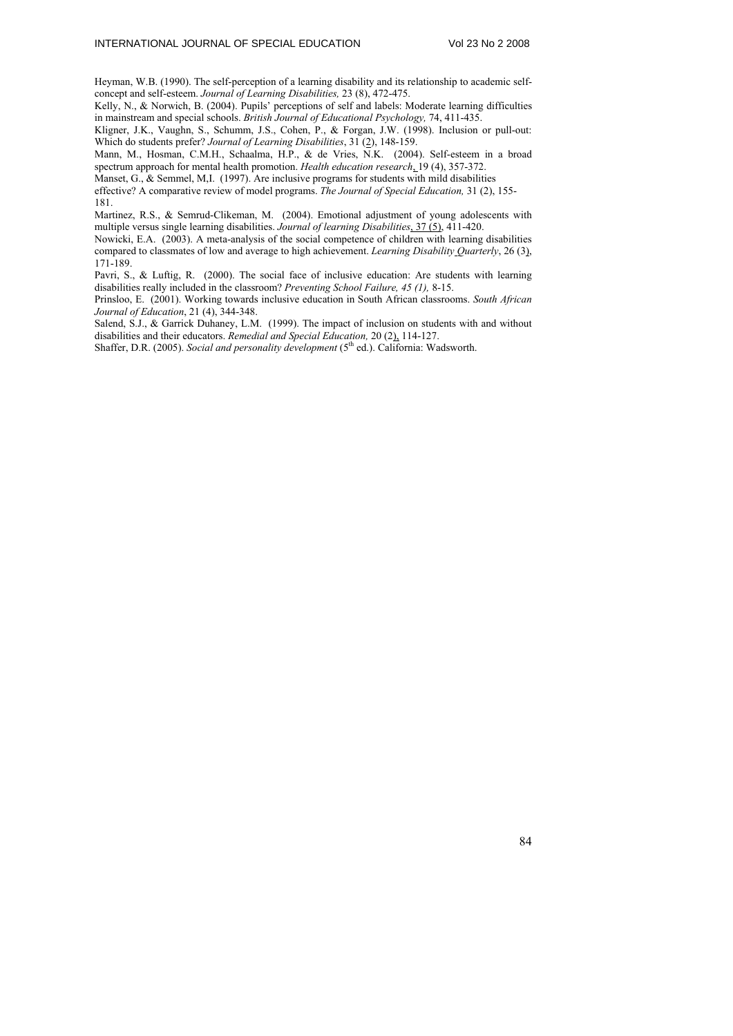Heyman, W.B. (1990). The self-perception of a learning disability and its relationship to academic self-concept and self-esteem. *Journal of Learning Disabilities,* 23 (8), 472-475.

Kelly, N., & Norwich, B. (2004). Pupils' perceptions of self and labels: Moderate learning difficulties in mainstream and special schools. *British Journal of Educational Psychology,* 74, 411-435.

Kligner, J.K., Vaughn, S., Schumm, J.S., Cohen, P., & Forgan, J.W. (1998). Inclusion or pull-out: Which do students prefer? *Journal of Learning Disabilities*, 31 (2), 148-159.

Mann, M., Hosman, C.M.H., Schaalma, H.P., & de Vries, N.K. (2004). Self-esteem in a broad spectrum approach for mental health promotion. *Health education research*, 19 (4), 357-372.

Manset, G., & Semmel, M,I. (1997). Are inclusive programs for students with mild disabilities effective? A comparative review of model programs. *The Journal of Special Education,* 31 (2), 155-181.

Martinez, R.S., & Semrud-Clikeman, M. (2004). Emotional adjustment of young adolescents with multiple versus single learning disabilities. *Journal of learning Disabilities*, 37 (5), 411-420.

Nowicki, E.A. (2003). A meta-analysis of the social competence of children with learning disabilities compared to classmates of low and average to high achievement. *Learning Disability Quarterly*, 26 (3), 171-189.

Pavri, S., & Luftig, R. (2000). The social face of inclusive education: Are students with learning disabilities really included in the classroom? *Preventing School Failure, 45 (1),* 8-15.

Prinsloo, E. (2001). Working towards inclusive education in South African classrooms. *South African Journal of Education*, 21 (4), 344-348.

Salend, S.J., & Garrick Duhaney, L.M. (1999). The impact of inclusion on students with and without disabilities and their educators. *Remedial and Special Education,* 20 (2), 114-127.

Shaffer, D.R. (2005). *Social and personality development* (5th ed.). California: Wadsworth.